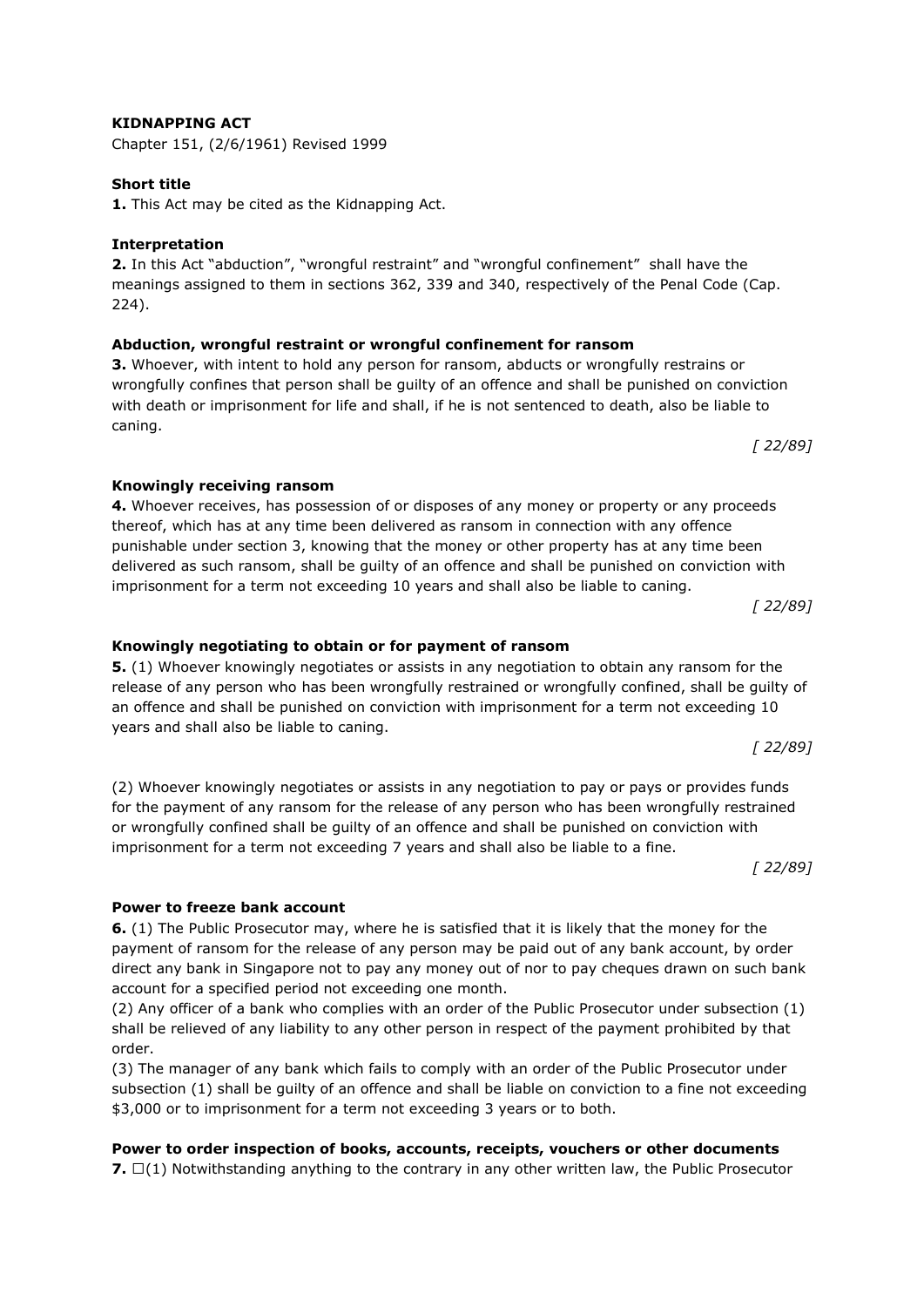**KIDNAPPING ACT**

Chapter 151, (2/6/1961) Revised 1999

**Short title**

**1.** This Act may be cited as the Kidnapping Act.

**Interpretation**

**2.** In this Act "abduction", "wrongful restraint" and "wrongful confinement" shall have the meanings assigned to them in sections 362, 339 and 340, respectively of the Penal Code (Cap. 224).

**Abduction, wrongful restraint or wrongful confinement for ransom**

**3.** Whoever, with intent to hold any person for ransom, abducts or wrongfully restrains or wrongfully confines that person shall be guilty of an offence and shall be punished on conviction with death or imprisonment for life and shall, if he is not sentenced to death, also be liable to caning.

*[ 22/89]*

**Knowingly receiving ransom**

**4.** Whoever receives, has possession of or disposes of any money or property or any proceeds thereof, which has at any time been delivered as ransom in connection with any offence punishable under section 3, knowing that the money or other property has at any time been delivered as such ransom, shall be guilty of an offence and shall be punished on conviction with imprisonment for a term not exceeding 10 years and shall also be liable to caning.

*[ 22/89]*

**Knowingly negotiating to obtain or for payment of ransom**

**5.** (1) Whoever knowingly negotiates or assists in any negotiation to obtain any ransom for the release of any person who has been wrongfully restrained or wrongfully confined, shall be guilty of an offence and shall be punished on conviction with imprisonment for a term not exceeding 10 years and shall also be liable to caning.

*[ 22/89]*

(2) Whoever knowingly negotiates or assists in any negotiation to pay or pays or provides funds for the payment of any ransom for the release of any person who has been wrongfully restrained or wrongfully confined shall be guilty of an offence and shall be punished on conviction with imprisonment for a term not exceeding 7 years and shall also be liable to a fine.

*[ 22/89]*

**Power to freeze bank account**

**6.** (1) The Public Prosecutor may, where he is satisfied that it is likely that the money for the payment of ransom for the release of any person may be paid out of any bank account, by order direct any bank in Singapore not to pay any money out of nor to pay cheques drawn on such bank account for a specified period not exceeding one month.

(2) Any officer of a bank who complies with an order of the Public Prosecutor under subsection (1) shall be relieved of any liability to any other person in respect of the payment prohibited by that order.

(3) The manager of any bank which fails to comply with an order of the Public Prosecutor under subsection (1) shall be guilty of an offence and shall be liable on conviction to a fine not exceeding \$3,000 or to imprisonment for a term not exceeding 3 years or to both.

**Power to order inspection of books, accounts, receipts, vouchers or other documents**

**7.** □(1) Notwithstanding anything to the contrary in any other written law, the Public Prosecutor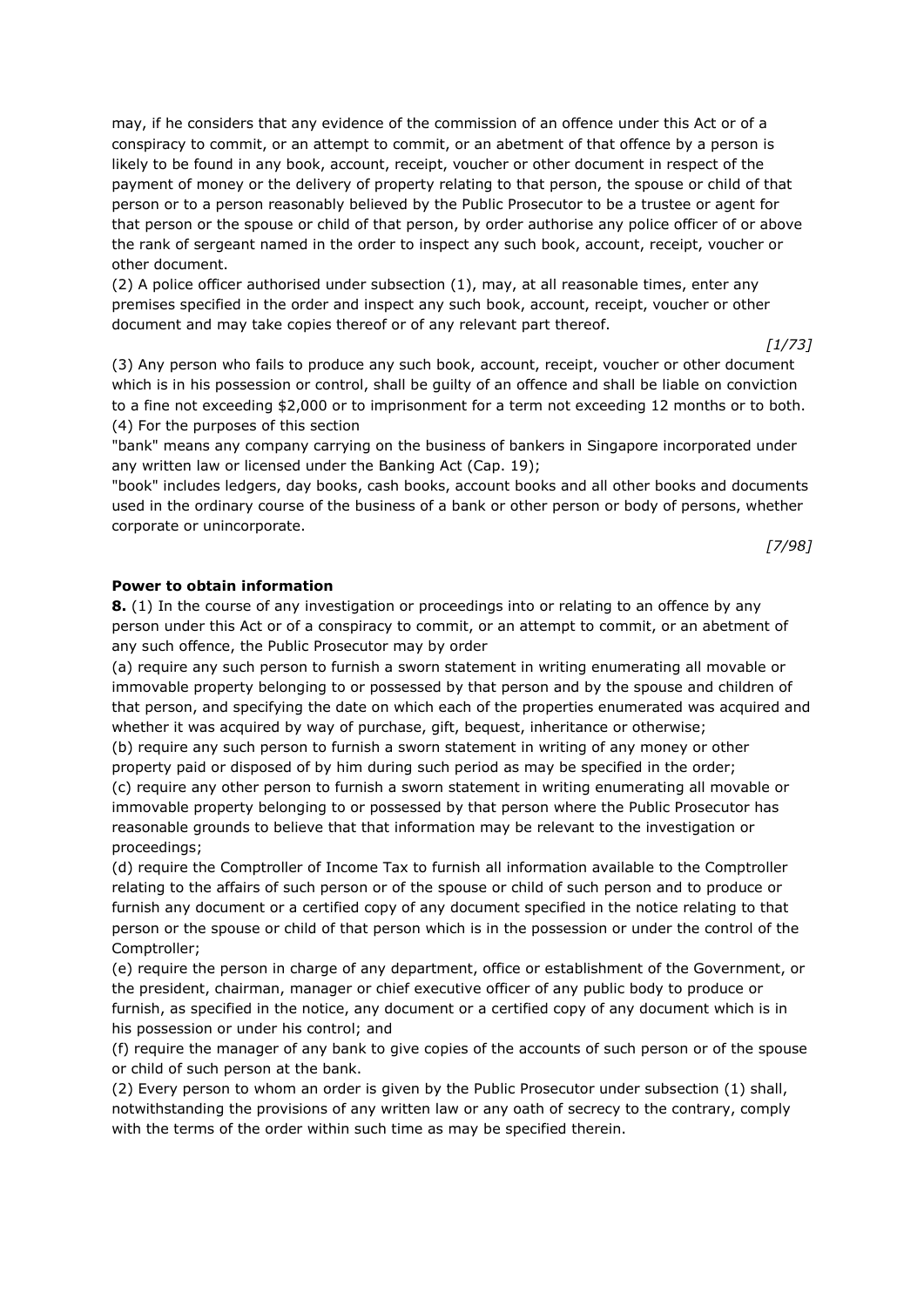may, if he considers that any evidence of the commission of an offence under this Act or of a conspiracy to commit, or an attempt to commit, or an abetment of that offence by a person is likely to be found in any book, account, receipt, voucher or other document in respect of the payment of money or the delivery of property relating to that person, the spouse or child of that person or to a person reasonably believed by the Public Prosecutor to be a trustee or agent for that person or the spouse or child of that person, by order authorise any police officer of or above the rank of sergeant named in the order to inspect any such book, account, receipt, voucher or other document.

(2) A police officer authorised under subsection (1), may, at all reasonable times, enter any premises specified in the order and inspect any such book, account, receipt, voucher or other document and may take copies thereof or of any relevant part thereof.

*[1/73]*

(3) Any person who fails to produce any such book, account, receipt, voucher or other document which is in his possession or control, shall be guilty of an offence and shall be liable on conviction to a fine not exceeding $2,000 or to imprisonment for a term not exceeding 12 months or to both.

(4) For the purposes of this section

"bank" means any company carrying on the business of bankers in Singapore incorporated under any written law or licensed under the Banking Act (Cap. 19);

"book" includes ledgers, day books, cash books, account books and all other books and documents used in the ordinary course of the business of a bank or other person or body of persons, whether corporate or unincorporate.

*[7/98]*

**Power to obtain information**

**8.** (1) In the course of any investigation or proceedings into or relating to an offence by any person under this Act or of a conspiracy to commit, or an attempt to commit, or an abetment of any such offence, the Public Prosecutor may by order

(a) require any such person to furnish a sworn statement in writing enumerating all movable or immovable property belonging to or possessed by that person and by the spouse and children of that person, and specifying the date on which each of the properties enumerated was acquired and whether it was acquired by way of purchase, gift, bequest, inheritance or otherwise;

(b) require any such person to furnish a sworn statement in writing of any money or other property paid or disposed of by him during such period as may be specified in the order;

(c) require any other person to furnish a sworn statement in writing enumerating all movable or immovable property belonging to or possessed by that person where the Public Prosecutor has reasonable grounds to believe that that information may be relevant to the investigation or proceedings;

(d) require the Comptroller of Income Tax to furnish all information available to the Comptroller relating to the affairs of such person or of the spouse or child of such person and to produce or furnish any document or a certified copy of any document specified in the notice relating to that person or the spouse or child of that person which is in the possession or under the control of the Comptroller;

(e) require the person in charge of any department, office or establishment of the Government, or the president, chairman, manager or chief executive officer of any public body to produce or furnish, as specified in the notice, any document or a certified copy of any document which is in his possession or under his control; and

(f) require the manager of any bank to give copies of the accounts of such person or of the spouse or child of such person at the bank.

(2) Every person to whom an order is given by the Public Prosecutor under subsection (1) shall, notwithstanding the provisions of any written law or any oath of secrecy to the contrary, comply with the terms of the order within such time as may be specified therein.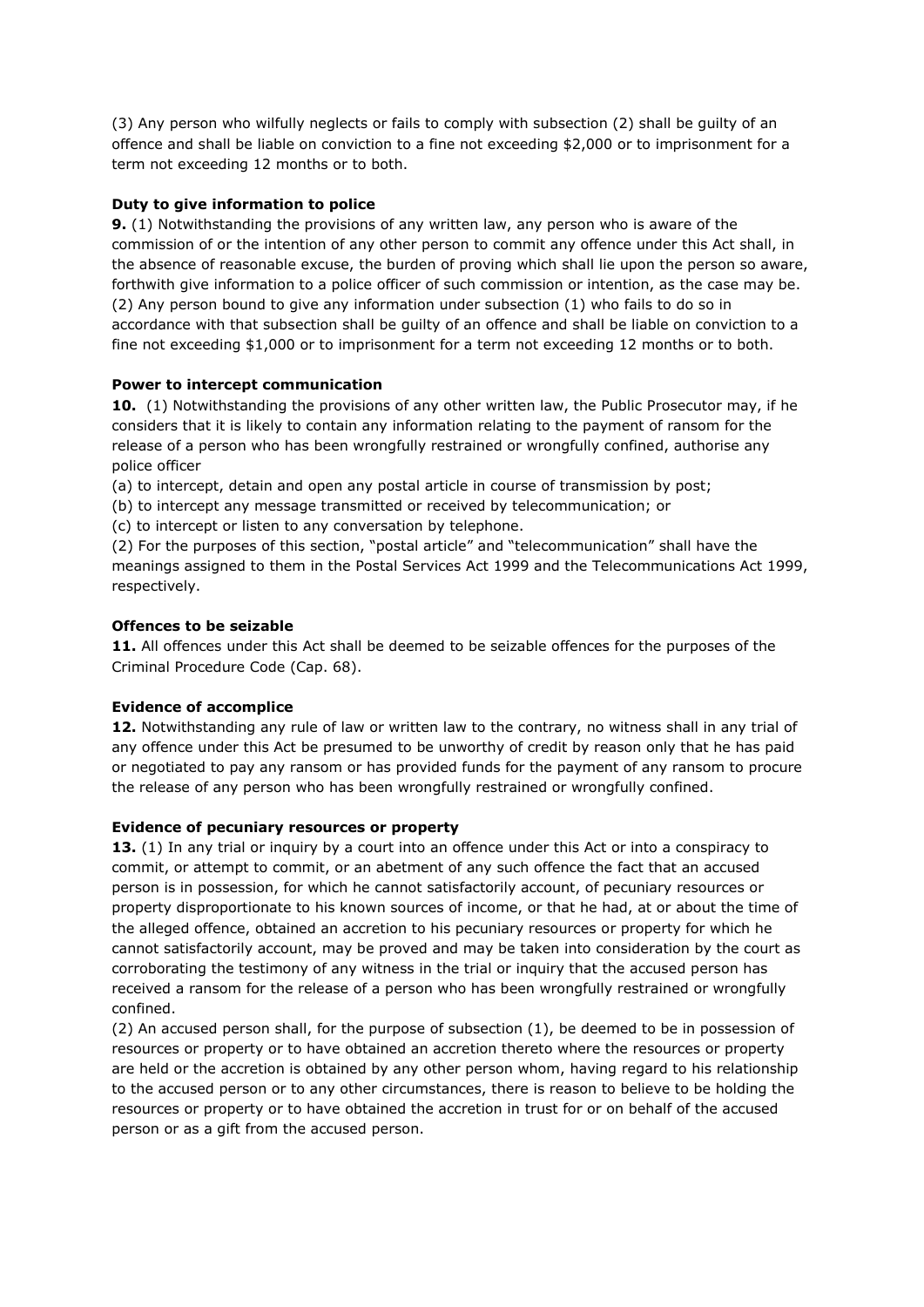(3) Any person who wilfully neglects or fails to comply with subsection (2) shall be guilty of an offence and shall be liable on conviction to a fine not exceeding $2,000 or to imprisonment for a term not exceeding 12 months or to both.

**Duty to give information to police**

**9.** (1) Notwithstanding the provisions of any written law, any person who is aware of the commission of or the intention of any other person to commit any offence under this Act shall, in the absence of reasonable excuse, the burden of proving which shall lie upon the person so aware, forthwith give information to a police officer of such commission or intention, as the case may be.
(2) Any person bound to give any information under subsection (1) who fails to do so in accordance with that subsection shall be guilty of an offence and shall be liable on conviction to a fine not exceeding $1,000 or to imprisonment for a term not exceeding 12 months or to both.

**Power to intercept communication**

**10.** (1) Notwithstanding the provisions of any other written law, the Public Prosecutor may, if he considers that it is likely to contain any information relating to the payment of ransom for the release of a person who has been wrongfully restrained or wrongfully confined, authorise any police officer

(a) to intercept, detain and open any postal article in course of transmission by post;
(b) to intercept any message transmitted or received by telecommunication; or
(c) to intercept or listen to any conversation by telephone.

(2) For the purposes of this section, "postal article" and "telecommunication" shall have the meanings assigned to them in the Postal Services Act 1999 and the Telecommunications Act 1999, respectively.

**Offences to be seizable**

**11.** All offences under this Act shall be deemed to be seizable offences for the purposes of the Criminal Procedure Code (Cap. 68).

**Evidence of accomplice**

**12.** Notwithstanding any rule of law or written law to the contrary, no witness shall in any trial of any offence under this Act be presumed to be unworthy of credit by reason only that he has paid or negotiated to pay any ransom or has provided funds for the payment of any ransom to procure the release of any person who has been wrongfully restrained or wrongfully confined.

**Evidence of pecuniary resources or property**

**13.** (1) In any trial or inquiry by a court into an offence under this Act or into a conspiracy to commit, or attempt to commit, or an abetment of any such offence the fact that an accused person is in possession, for which he cannot satisfactorily account, of pecuniary resources or property disproportionate to his known sources of income, or that he had, at or about the time of the alleged offence, obtained an accretion to his pecuniary resources or property for which he cannot satisfactorily account, may be proved and may be taken into consideration by the court as corroborating the testimony of any witness in the trial or inquiry that the accused person has received a ransom for the release of a person who has been wrongfully restrained or wrongfully confined.
(2) An accused person shall, for the purpose of subsection (1), be deemed to be in possession of resources or property or to have obtained an accretion thereto where the resources or property are held or the accretion is obtained by any other person whom, having regard to his relationship to the accused person or to any other circumstances, there is reason to believe to be holding the resources or property or to have obtained the accretion in trust for or on behalf of the accused person or as a gift from the accused person.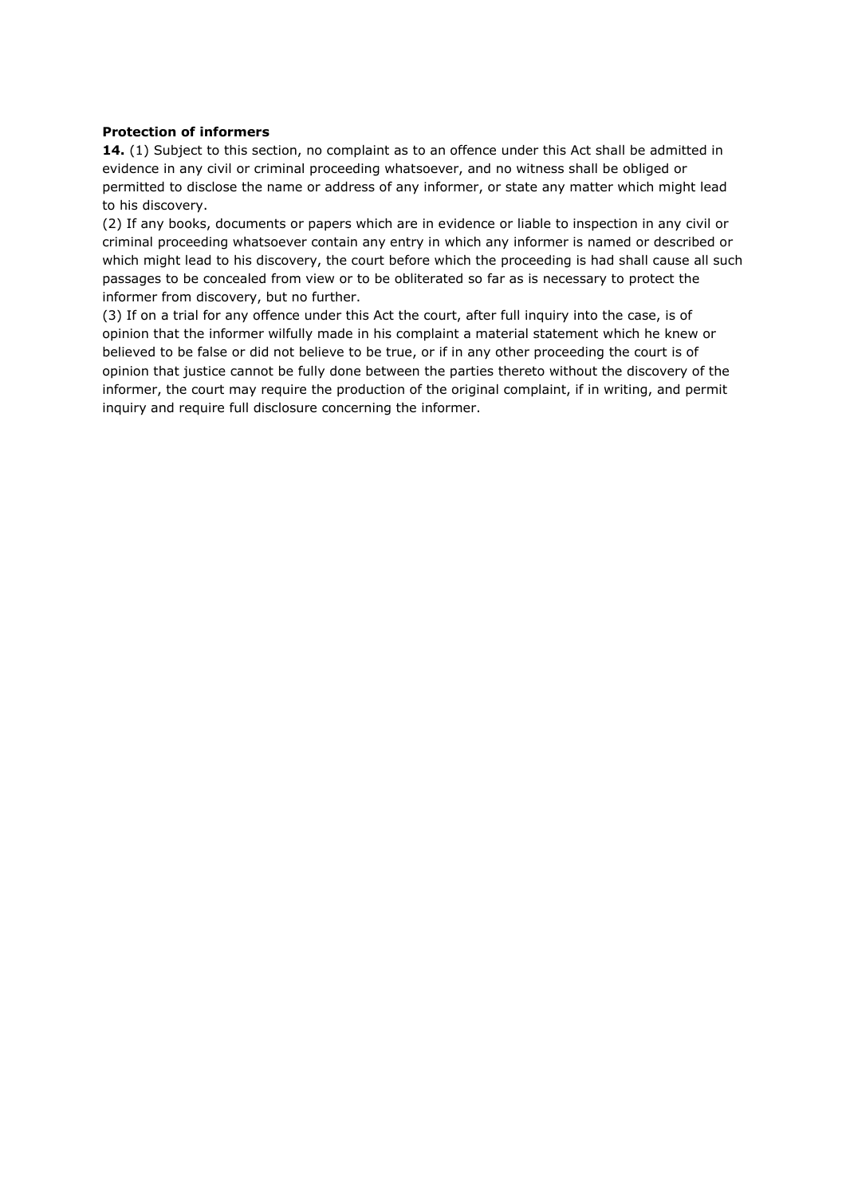**Protection of informers**

**14.** (1) Subject to this section, no complaint as to an offence under this Act shall be admitted in evidence in any civil or criminal proceeding whatsoever, and no witness shall be obliged or permitted to disclose the name or address of any informer, or state any matter which might lead to his discovery.

(2) If any books, documents or papers which are in evidence or liable to inspection in any civil or criminal proceeding whatsoever contain any entry in which any informer is named or described or which might lead to his discovery, the court before which the proceeding is had shall cause all such passages to be concealed from view or to be obliterated so far as is necessary to protect the informer from discovery, but no further.

(3) If on a trial for any offence under this Act the court, after full inquiry into the case, is of opinion that the informer wilfully made in his complaint a material statement which he knew or believed to be false or did not believe to be true, or if in any other proceeding the court is of opinion that justice cannot be fully done between the parties thereto without the discovery of the informer, the court may require the production of the original complaint, if in writing, and permit inquiry and require full disclosure concerning the informer.